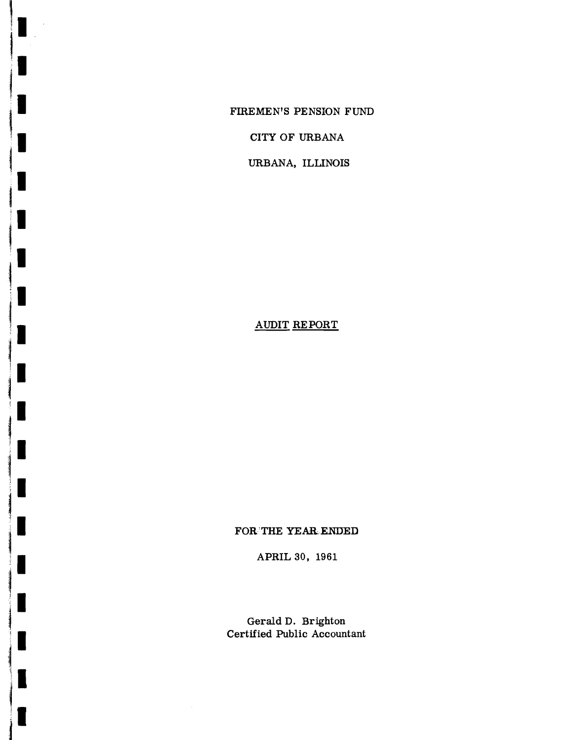# FIREMEN'S PENSION FUND

## CITY OF URBANA

## URBANA, ILLINOIS

## AUDIT REPORT

FOR THE YEAR ENDED

APRIL 30, 1961

Gerald D. Brighton
Certified Public Accountant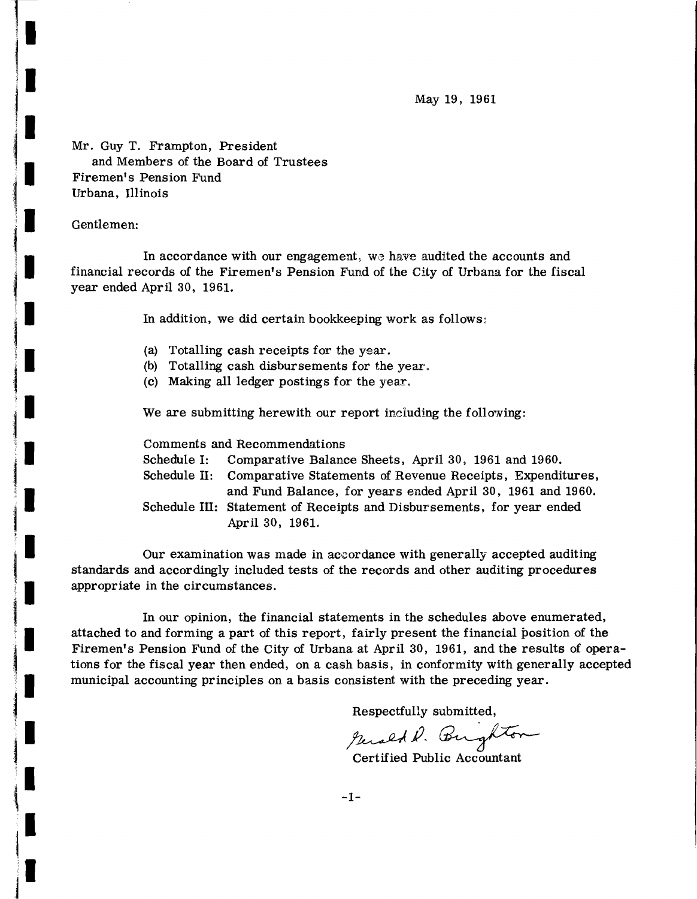May 19, 1961

Mr. Guy T. Frampton, President
and Members of the Board of Trustees
Firemen's Pension Fund
Urbana, Illinois

Gentlemen:

In accordance with our engagement, we have audited the accounts and financial records of the Firemen's Pension Fund of the City of Urbana for the fiscal year ended April 30, 1961.

In addition, we did certain bookkeeping work as follows:

(a) Totalling cash receipts for the year.
(b) Totalling cash disbursements for the year.
(c) Making all ledger postings for the year.

We are submitting herewith our report including the following:

Comments and Recommendations
Schedule I: Comparative Balance Sheets, April 30, 1961 and 1960.
Schedule II: Comparative Statements of Revenue Receipts, Expenditures, and Fund Balance, for years ended April 30, 1961 and 1960.
Schedule III: Statement of Receipts and Disbursements, for year ended April 30, 1961.

Our examination was made in accordance with generally accepted auditing standards and accordingly included tests of the records and other auditing procedures appropriate in the circumstances.

In our opinion, the financial statements in the schedules above enumerated, attached to and forming a part of this report, fairly present the financial position of the Firemen's Pension Fund of the City of Urbana at April 30, 1961, and the results of operations for the fiscal year then ended, on a cash basis, in conformity with generally accepted municipal accounting principles on a basis consistent with the preceding year.

Respectfully submitted,

Gerald D. Brighton
Certified Public Accountant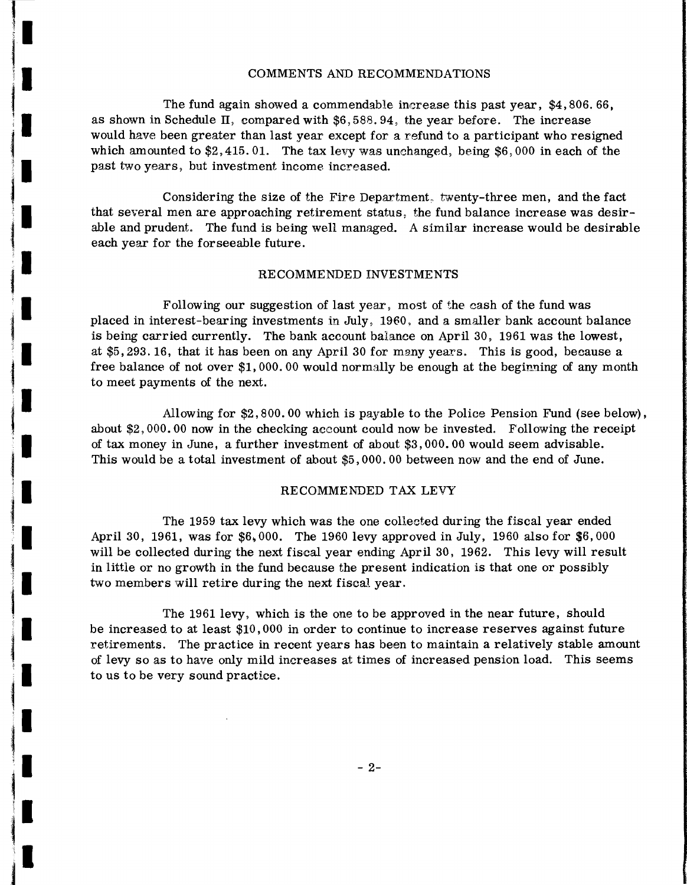## COMMENTS AND RECOMMENDATIONS

The fund again showed a commendable increase this past year, $4,806.66, as shown in Schedule II, compared with $6,588.94, the year before. The increase would have been greater than last year except for a refund to a participant who resigned which amounted to $2,415.01. The tax levy was unchanged, being $6,000 in each of the past two years, but investment income increased.

Considering the size of the Fire Department, twenty-three men, and the fact that several men are approaching retirement status, the fund balance increase was desirable and prudent. The fund is being well managed. A similar increase would be desirable each year for the forseeable future.

## RECOMMENDED INVESTMENTS

Following our suggestion of last year, most of the cash of the fund was placed in interest-bearing investments in July, 1960, and a smaller bank account balance is being carried currently. The bank account balance on April 30, 1961 was the lowest, at $5,293.16, that it has been on any April 30 for many years. This is good, because a free balance of not over $1,000.00 would normally be enough at the beginning of any month to meet payments of the next.

Allowing for $2,800.00 which is payable to the Police Pension Fund (see below), about $2,000.00 now in the checking account could now be invested. Following the receipt of tax money in June, a further investment of about $3,000.00 would seem advisable. This would be a total investment of about $5,000.00 between now and the end of June.

## RECOMMENDED TAX LEVY

The 1959 tax levy which was the one collected during the fiscal year ended April 30, 1961, was for $6,000. The 1960 levy approved in July, 1960 also for $6,000 will be collected during the next fiscal year ending April 30, 1962. This levy will result in little or no growth in the fund because the present indication is that one or possibly two members will retire during the next fiscal year.

The 1961 levy, which is the one to be approved in the near future, should be increased to at least $10,000 in order to continue to increase reserves against future retirements. The practice in recent years has been to maintain a relatively stable amount of levy so as to have only mild increases at times of increased pension load. This seems to us to be very sound practice.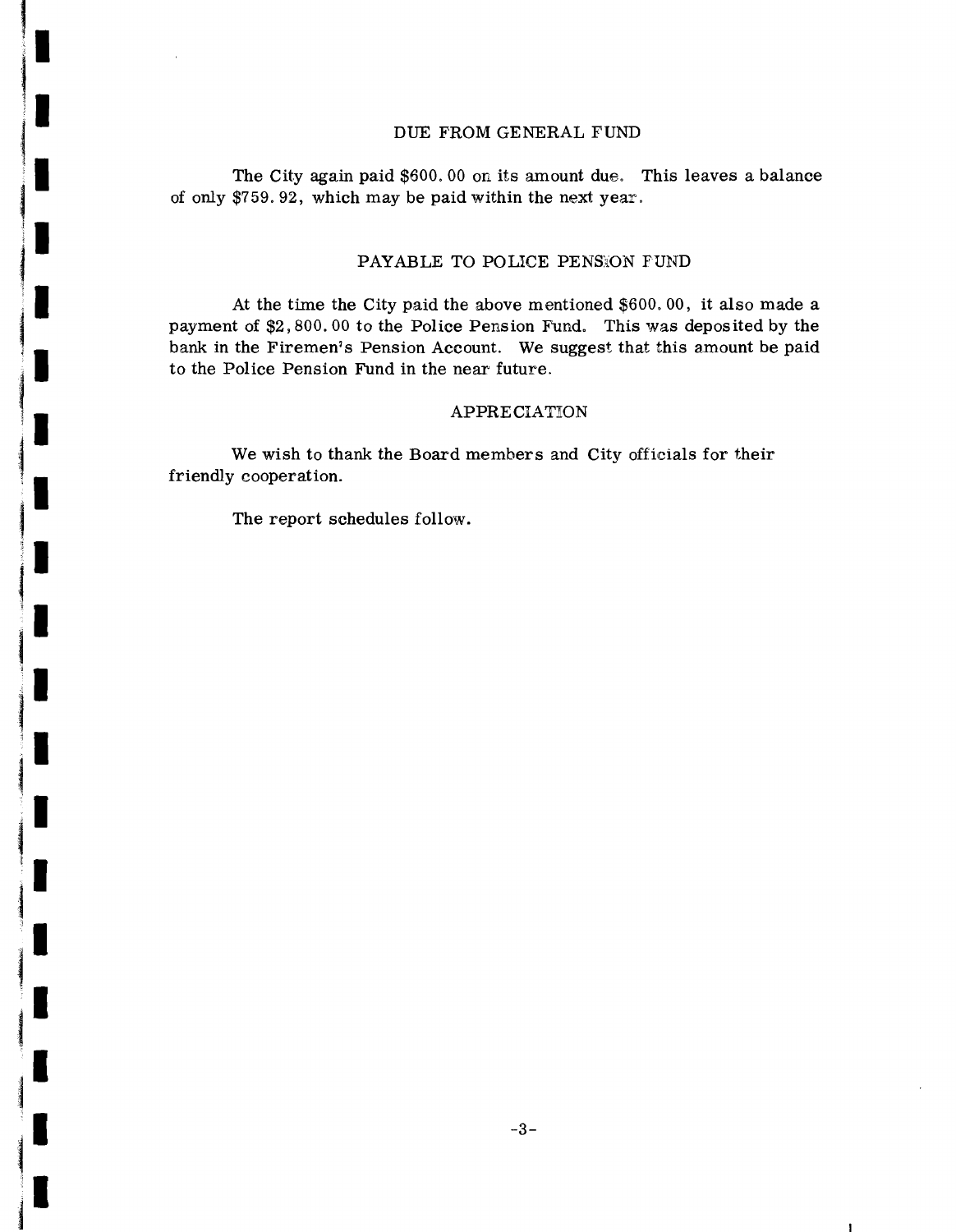## DUE FROM GENERAL FUND

The City again paid $600.00 on its amount due. This leaves a balance of only $759.92, which may be paid within the next year.

## PAYABLE TO POLICE PENSION FUND

At the time the City paid the above mentioned $600.00, it also made a payment of $2,800.00 to the Police Pension Fund. This was deposited by the bank in the Firemen's Pension Account. We suggest that this amount be paid to the Police Pension Fund in the near future.

## APPRECIATION

We wish to thank the Board members and City officials for their friendly cooperation.

The report schedules follow.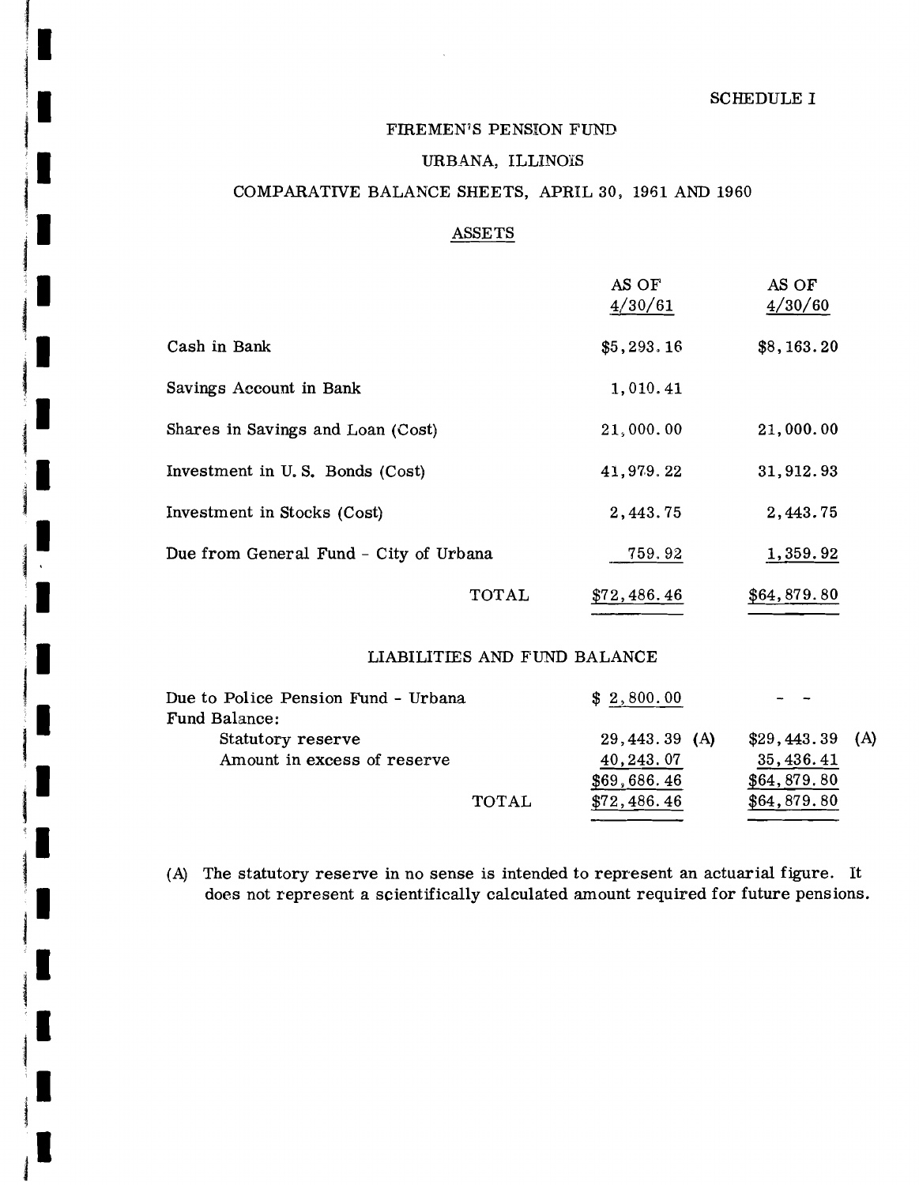SCHEDULE I

# FIREMEN'S PENSION FUND

## URBANA, ILLINOIS

## COMPARATIVE BALANCE SHEETS, APRIL 30, 1961 AND 1960

### ASSETS

| | AS OF 4/30/61 | AS OF 4/30/60 |
|---|---|---|
| Cash in Bank | $5,293.16 | $8,163.20 |
| Savings Account in Bank | 1,010.41 | |
| Shares in Savings and Loan (Cost) | 21,000.00 | 21,000.00 |
| Investment in U. S. Bonds (Cost) | 41,979.22 | 31,912.93 |
| Investment in Stocks (Cost) | 2,443.75 | 2,443.75 |
| Due from General Fund - City of Urbana | 759.92 | 1,359.92 |
| TOTAL | $72,486.46 | $64,879.80 |

### LIABILITIES AND FUND BALANCE

| | AS OF 4/30/61 | AS OF 4/30/60 |
|---|---|---|
| Due to Police Pension Fund - Urbana | $ 2,800.00 | - - |
| Fund Balance: | | |
| Statutory reserve | 29,443.39 (A) | $29,443.39 (A) |
| Amount in excess of reserve | 40,243.07 | 35,436.41 |
| | $69,686.46 | $64,879.80 |
| TOTAL | $72,486.46 | $64,879.80 |

(A) The statutory reserve in no sense is intended to represent an actuarial figure. It does not represent a scientifically calculated amount required for future pensions.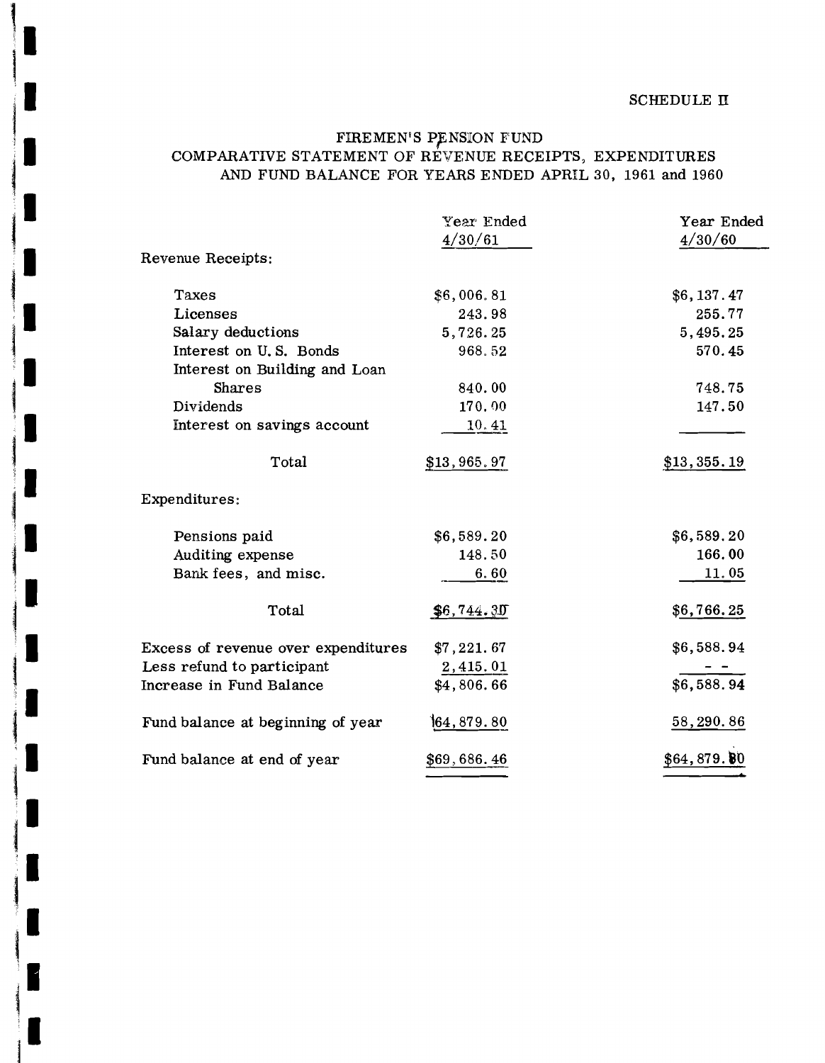SCHEDULE II

# FIREMEN'S PENSION FUND
## COMPARATIVE STATEMENT OF REVENUE RECEIPTS, EXPENDITURES AND FUND BALANCE FOR YEARS ENDED APRIL 30, 1961 and 1960

| | Year Ended 4/30/61 | Year Ended 4/30/60 |
|---|---|---|
| Revenue Receipts: | | |
| Taxes | $6,006.81 | $6,137.47 |
| Licenses | 243.98 | 255.77 |
| Salary deductions | 5,726.25 | 5,495.25 |
| Interest on U. S. Bonds | 968.52 | 570.45 |
| Interest on Building and Loan Shares | 840.00 | 748.75 |
| Dividends | 170.00 | 147.50 |
| Interest on savings account | 10.41 | |
| Total | $13,965.97 | $13,355.19 |
| Expenditures: | | |
| Pensions paid | $6,589.20 | $6,589.20 |
| Auditing expense | 148.50 | 166.00 |
| Bank fees, and misc. | 6.60 | 11.05 |
| Total | $6,744.30 | $6,766.25 |
| Excess of revenue over expenditures | $7,221.67 | $6,588.94 |
| Less refund to participant | 2,415.01 | - - |
| Increase in Fund Balance | $4,806.66 | $6,588.94 |
| Fund balance at beginning of year | 64,879.80 | 58,290.86 |
| Fund balance at end of year | $69,686.46 | $64,879.80 |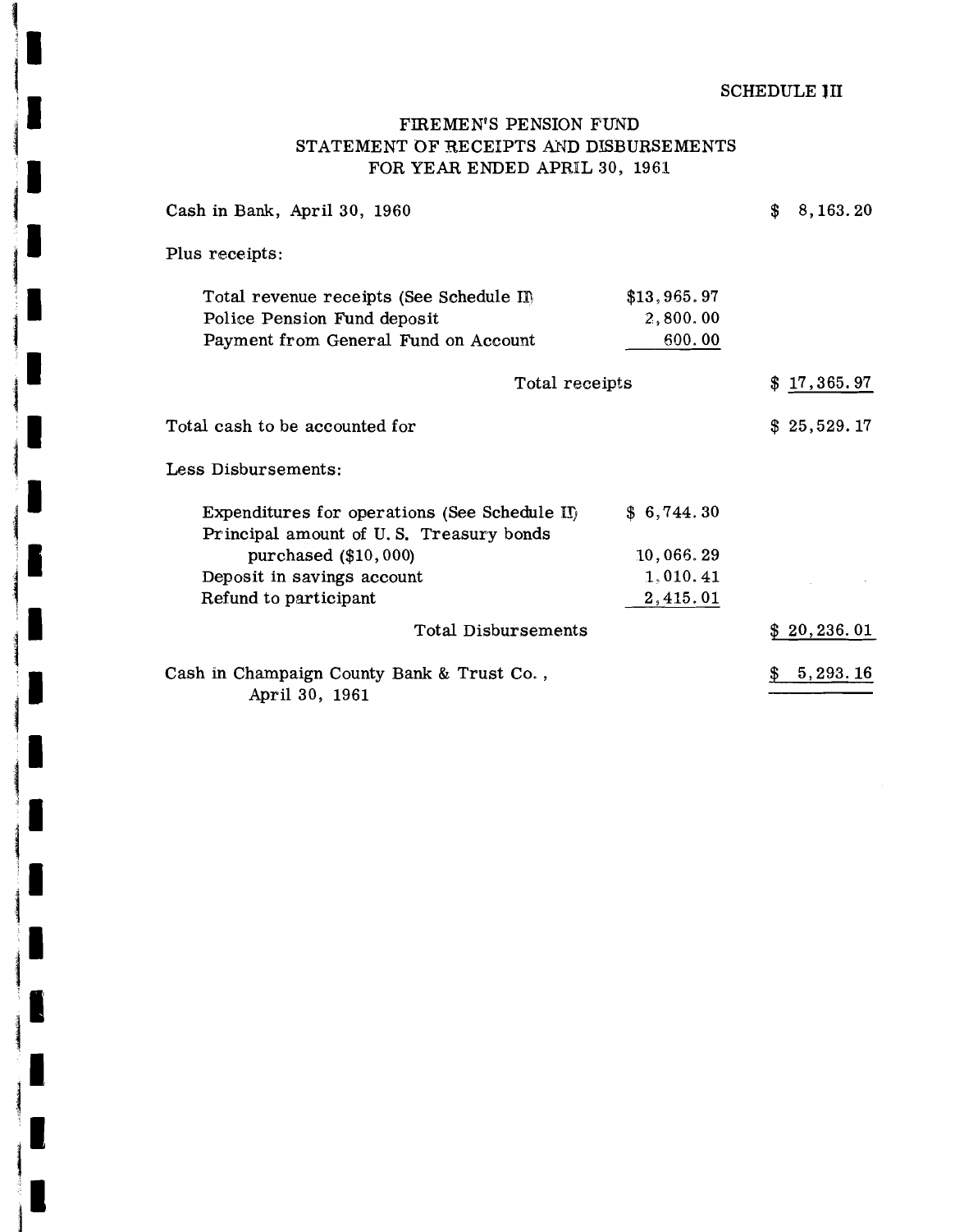SCHEDULE III

# FIREMEN'S PENSION FUND
## STATEMENT OF RECEIPTS AND DISBURSEMENTS
## FOR YEAR ENDED APRIL 30, 1961

| | | |
|---|---|---|
| Cash in Bank, April 30, 1960 | | $ 8,163.20 |
| Plus receipts: | | |
| Total revenue receipts (See Schedule II) | $13,965.97 | |
| Police Pension Fund deposit | 2,800.00 | |
| Payment from General Fund on Account | 600.00 | |
| Total receipts | | $ 17,365.97 |
| Total cash to be accounted for | | $ 25,529.17 |
| Less Disbursements: | | |
| Expenditures for operations (See Schedule II) | $ 6,744.30 | |
| Principal amount of U.S. Treasury bonds purchased ($10,000) | 10,066.29 | |
| Deposit in savings account | 1,010.41 | |
| Refund to participant | 2,415.01 | |
| Total Disbursements | | $ 20,236.01 |
| Cash in Champaign County Bank & Trust Co., April 30, 1961 | | $ 5,293.16 |